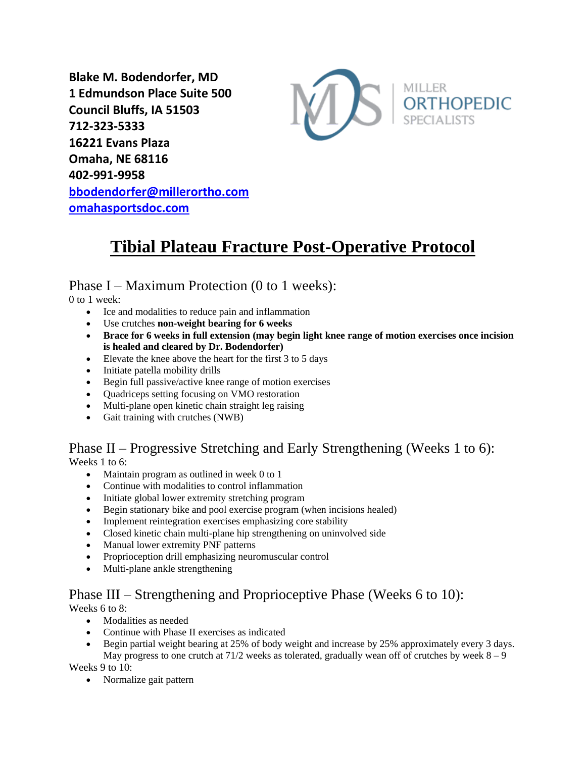**Blake M. Bodendorfer, MD**
**1 Edmundson Place Suite 500**
**Council Bluffs, IA 51503**
**712-323-5333**
**16221 Evans Plaza**
**Omaha, NE 68116**
**402-991-9958**
**[bbodendorfer@millerortho.com](mailto:bbodendorfer@millerortho.com)**
**[omahasportsdoc.com](http://omahasportsdoc.com)**

MILLER ORTHOPEDIC SPECIALISTS

# Tibial Plateau Fracture Post-Operative Protocol

## Phase I – Maximum Protection (0 to 1 weeks):

0 to 1 week:

- Ice and modalities to reduce pain and inflammation
- Use crutches **non-weight bearing for 6 weeks**
- **Brace for 6 weeks in full extension (may begin light knee range of motion exercises once incision is healed and cleared by Dr. Bodendorfer)**
- Elevate the knee above the heart for the first 3 to 5 days
- Initiate patella mobility drills
- Begin full passive/active knee range of motion exercises
- Quadriceps setting focusing on VMO restoration
- Multi-plane open kinetic chain straight leg raising
- Gait training with crutches (NWB)

## Phase II – Progressive Stretching and Early Strengthening (Weeks 1 to 6):

Weeks 1 to 6:

- Maintain program as outlined in week 0 to 1
- Continue with modalities to control inflammation
- Initiate global lower extremity stretching program
- Begin stationary bike and pool exercise program (when incisions healed)
- Implement reintegration exercises emphasizing core stability
- Closed kinetic chain multi-plane hip strengthening on uninvolved side
- Manual lower extremity PNF patterns
- Proprioception drill emphasizing neuromuscular control
- Multi-plane ankle strengthening

## Phase III – Strengthening and Proprioceptive Phase (Weeks 6 to 10):

Weeks 6 to 8:

- Modalities as needed
- Continue with Phase II exercises as indicated
- Begin partial weight bearing at 25% of body weight and increase by 25% approximately every 3 days. May progress to one crutch at 71/2 weeks as tolerated, gradually wean off of crutches by week 8 – 9

Weeks 9 to 10:

- Normalize gait pattern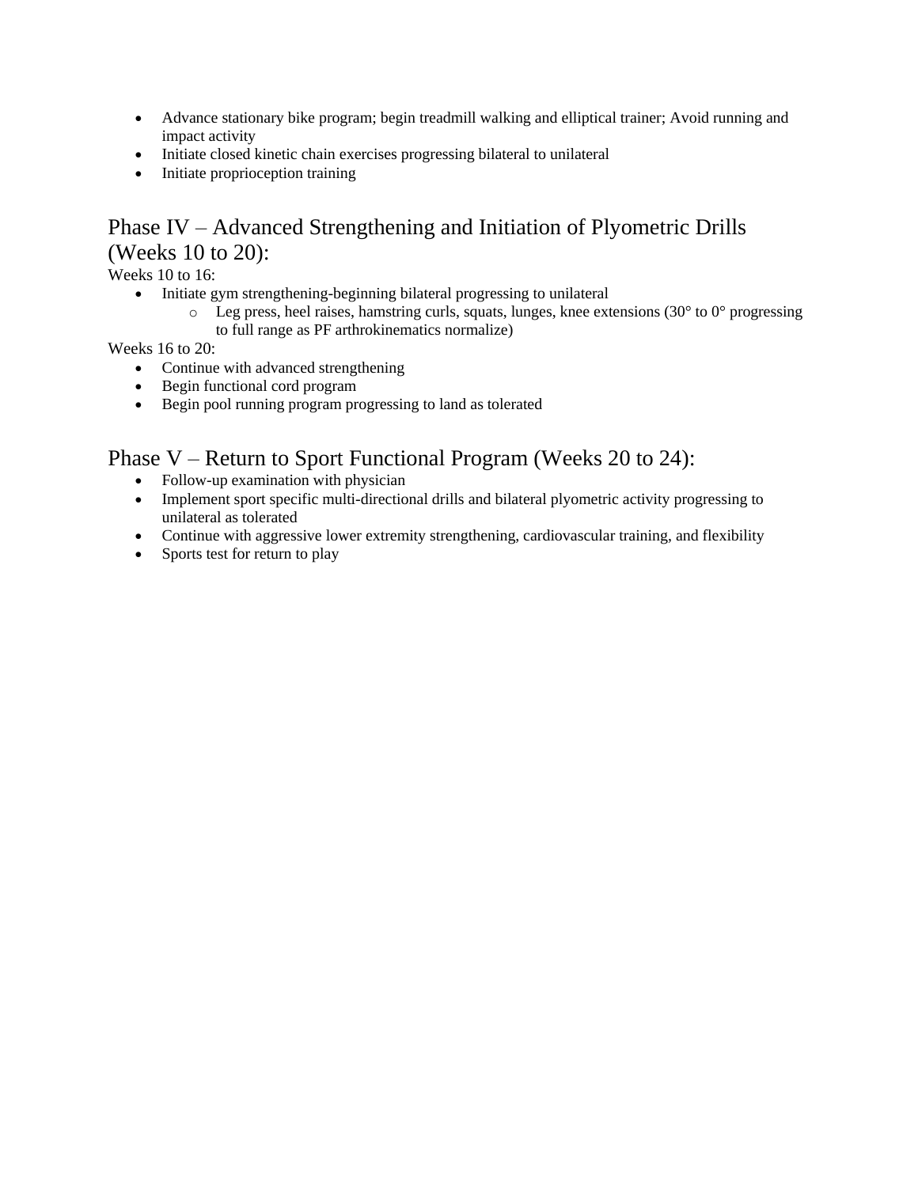- Advance stationary bike program; begin treadmill walking and elliptical trainer; Avoid running and impact activity
- Initiate closed kinetic chain exercises progressing bilateral to unilateral
- Initiate proprioception training

## Phase IV – Advanced Strengthening and Initiation of Plyometric Drills (Weeks 10 to 20):

Weeks 10 to 16:

- Initiate gym strengthening-beginning bilateral progressing to unilateral
  - Leg press, heel raises, hamstring curls, squats, lunges, knee extensions (30° to 0° progressing to full range as PF arthrokinematics normalize)

Weeks 16 to 20:

- Continue with advanced strengthening
- Begin functional cord program
- Begin pool running program progressing to land as tolerated

## Phase V – Return to Sport Functional Program (Weeks 20 to 24):

- Follow-up examination with physician
- Implement sport specific multi-directional drills and bilateral plyometric activity progressing to unilateral as tolerated
- Continue with aggressive lower extremity strengthening, cardiovascular training, and flexibility
- Sports test for return to play